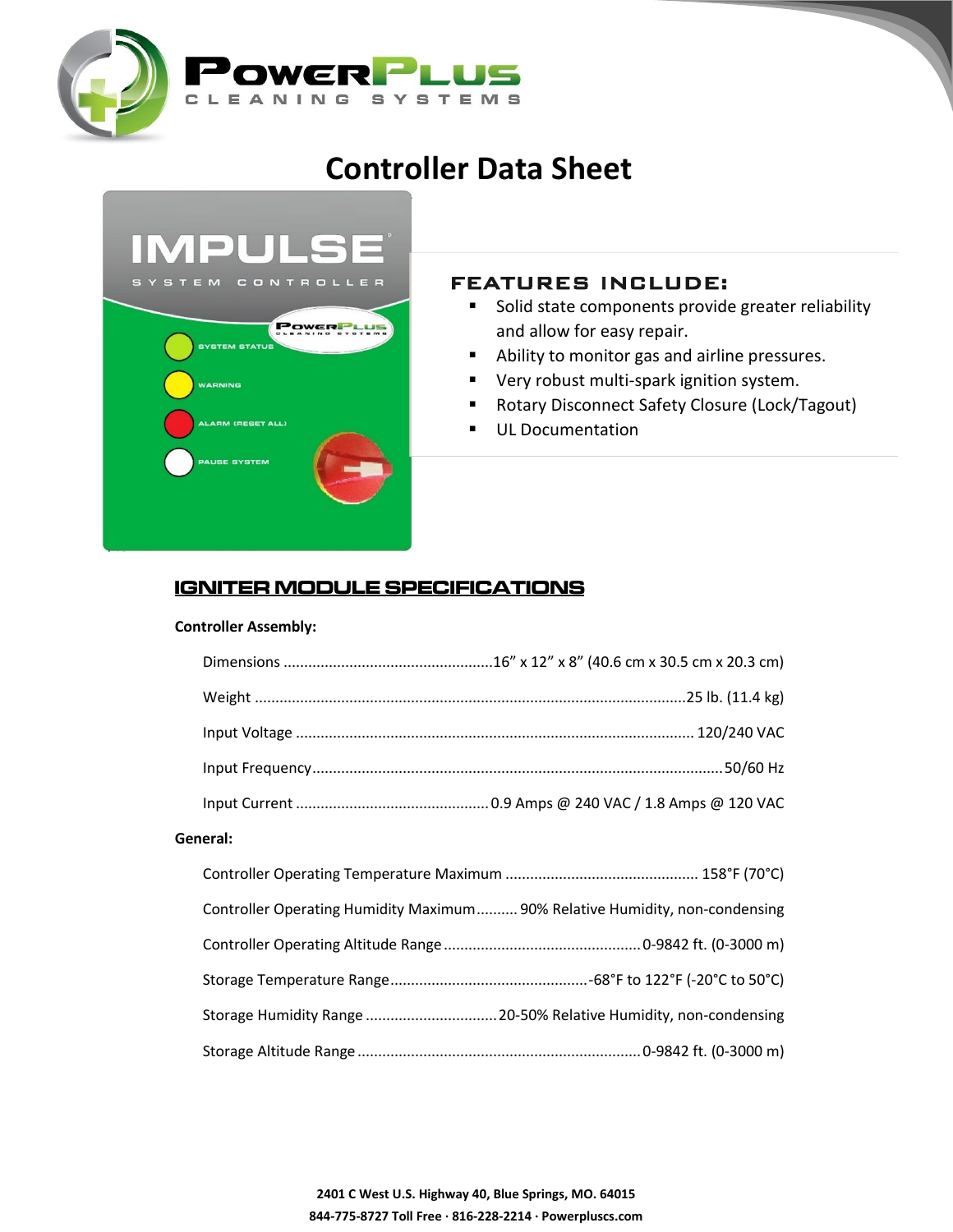# Controller Data Sheet

## FEATURES INCLUDE:

- Solid state components provide greater reliability and allow for easy repair.
- Ability to monitor gas and airline pressures.
- Very robust multi-spark ignition system.
- Rotary Disconnect Safety Closure (Lock/Tagout)
- UL Documentation

## IGNITER MODULE SPECIFICATIONS

**Controller Assembly:**

Dimensions .................................................. 16” x 12” x 8” (40.6 cm x 30.5 cm x 20.3 cm)

Weight .................................................................................................... 25 lb. (11.4 kg)

Input Voltage ............................................................................................... 120/240 VAC

Input Frequency ................................................................................................. 50/60 Hz

Input Current .............................................. 0.9 Amps @ 240 VAC / 1.8 Amps @ 120 VAC

**General:**

Controller Operating Temperature Maximum .............................................. 158˚F (70°C)

Controller Operating Humidity Maximum .......... 90% Relative Humidity, non-condensing

Controller Operating Altitude Range ............................................... 0-9842 ft. (0-3000 m)

Storage Temperature Range ............................................... -68°F to 122°F (-20°C to 50°C)

Storage Humidity Range ............................... 20-50% Relative Humidity, non-condensing

Storage Altitude Range .................................................................... 0-9842 ft. (0-3000 m)

**2401 C West U.S. Highway 40, Blue Springs, MO. 64015**

**844-775-8727 Toll Free · 816-228-2214 · Powerpluscs.com**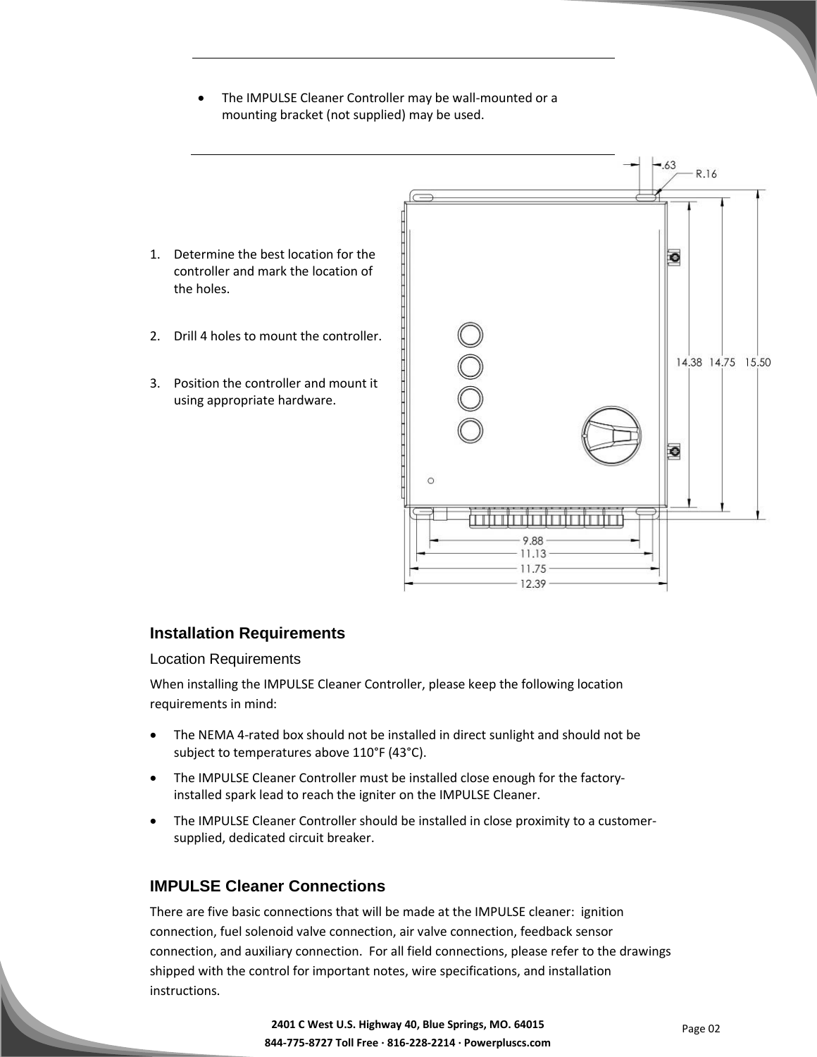- The IMPULSE Cleaner Controller may be wall-mounted or a mounting bracket (not supplied) may be used.

1. Determine the best location for the controller and mark the location of the holes.

2. Drill 4 holes to mount the controller.

3. Position the controller and mount it using appropriate hardware.

.63
R.16
14.38
14.75
15.50
9.88
11.13
11.75
12.39

## Installation Requirements

### Location Requirements

When installing the IMPULSE Cleaner Controller, please keep the following location requirements in mind:

- The NEMA 4-rated box should not be installed in direct sunlight and should not be subject to temperatures above 110°F (43°C).
- The IMPULSE Cleaner Controller must be installed close enough for the factory-installed spark lead to reach the igniter on the IMPULSE Cleaner.
- The IMPULSE Cleaner Controller should be installed in close proximity to a customer-supplied, dedicated circuit breaker.

## IMPULSE Cleaner Connections

There are five basic connections that will be made at the IMPULSE cleaner: ignition connection, fuel solenoid valve connection, air valve connection, feedback sensor connection, and auxiliary connection. For all field connections, please refer to the drawings shipped with the control for important notes, wire specifications, and installation instructions.

**2401 C West U.S. Highway 40, Blue Springs, MO. 64015**
**844-775-8727 Toll Free · 816-228-2214 · Powerpluscs.com**